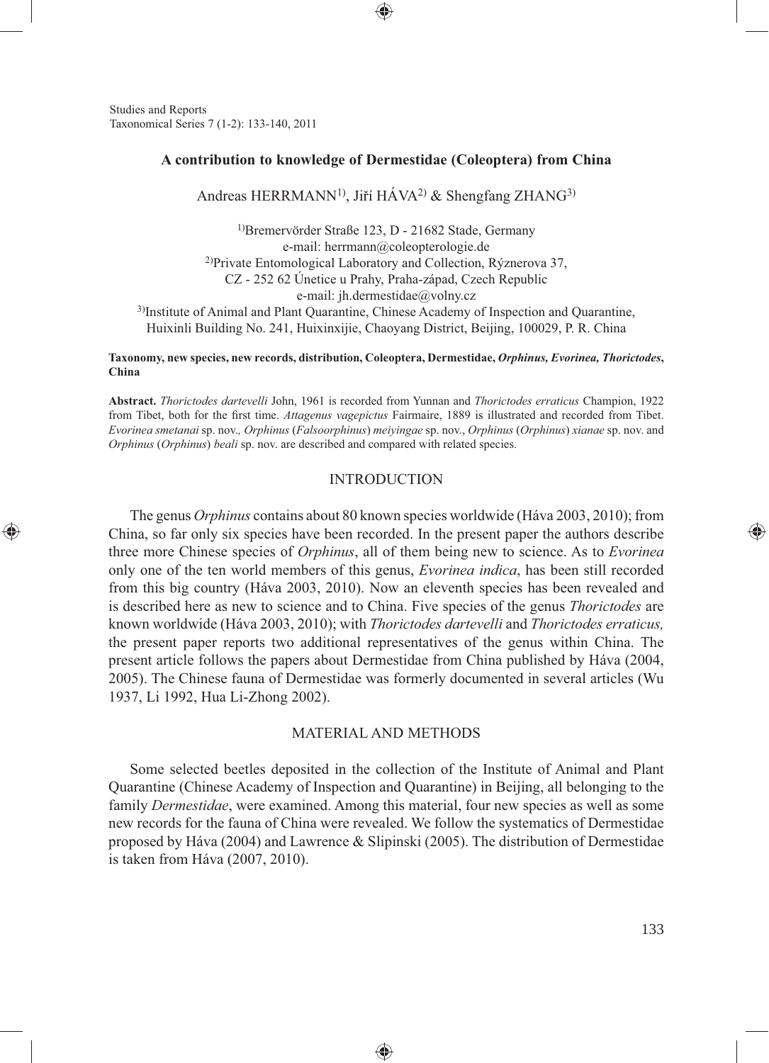Studies and Reports
Taxonomical Series 7 (1-2): 133-140, 2011

# A contribution to knowledge of Dermestidae (Coleoptera) from China

Andreas HERRMANN[1)], Jiří HÁVA[2)] & Shengfang ZHANG[3)]

[1)]Bremervörder Straße 123, D - 21682 Stade, Germany
e-mail: herrmann@coleopterologie.de
[2)]Private Entomological Laboratory and Collection, Rýznerova 37,
CZ - 252 62 Únetice u Prahy, Praha-západ, Czech Republic
e-mail: jh.dermestidae@volny.cz
[3)]Institute of Animal and Plant Quarantine, Chinese Academy of Inspection and Quarantine,
Huixinli Building No. 241, Huixinxijie, Chaoyang District, Beijing, 100029, P. R. China

**Taxonomy, new species, new records, distribution, Coleoptera, Dermestidae, *Orphinus, Evorinea, Thorictodes*, China**

**Abstract.** *Thorictodes dartevelli* John, 1961 is recorded from Yunnan and *Thorictodes erraticus* Champion, 1922 from Tibet, both for the first time. *Attagenus vagepictus* Fairmaire, 1889 is illustrated and recorded from Tibet. *Evorinea smetanai* sp. nov., *Orphinus* (*Falsoorphinus*) *meiyingae* sp. nov., *Orphinus* (*Orphinus*) *xianae* sp. nov. and *Orphinus* (*Orphinus*) *beali* sp. nov. are described and compared with related species.

## INTRODUCTION

The genus *Orphinus* contains about 80 known species worldwide (Háva 2003, 2010); from China, so far only six species have been recorded. In the present paper the authors describe three more Chinese species of *Orphinus*, all of them being new to science. As to *Evorinea* only one of the ten world members of this genus, *Evorinea indica*, has been still recorded from this big country (Háva 2003, 2010). Now an eleventh species has been revealed and is described here as new to science and to China. Five species of the genus *Thorictodes* are known worldwide (Háva 2003, 2010); with *Thorictodes dartevelli* and *Thorictodes erraticus,* the present paper reports two additional representatives of the genus within China. The present article follows the papers about Dermestidae from China published by Háva (2004, 2005). The Chinese fauna of Dermestidae was formerly documented in several articles (Wu 1937, Li 1992, Hua Li-Zhong 2002).

## MATERIAL AND METHODS

Some selected beetles deposited in the collection of the Institute of Animal and Plant Quarantine (Chinese Academy of Inspection and Quarantine) in Beijing, all belonging to the family *Dermestidae*, were examined. Among this material, four new species as well as some new records for the fauna of China were revealed. We follow the systematics of Dermestidae proposed by Háva (2004) and Lawrence & Slipinski (2005). The distribution of Dermestidae is taken from Háva (2007, 2010).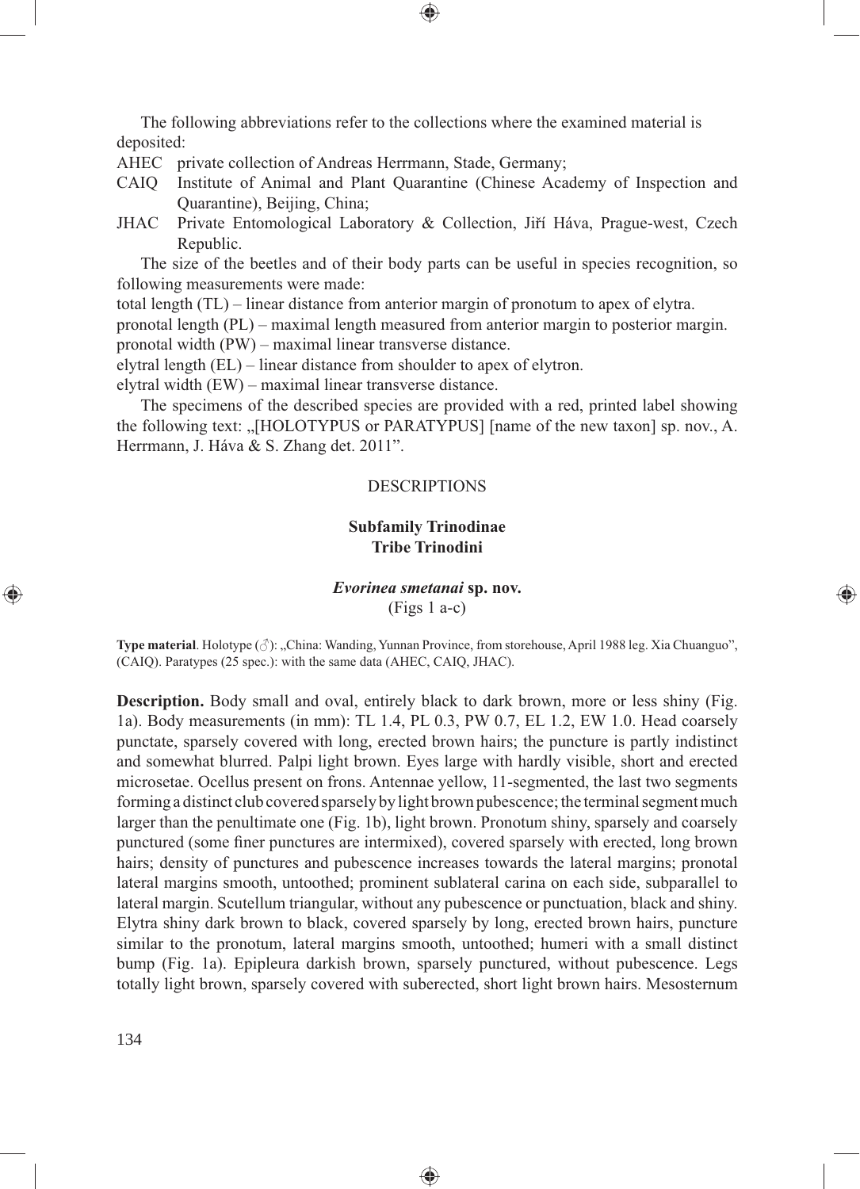The following abbreviations refer to the collections where the examined material is deposited:

AHEC private collection of Andreas Herrmann, Stade, Germany;

CAIQ Institute of Animal and Plant Quarantine (Chinese Academy of Inspection and Quarantine), Beijing, China;

JHAC Private Entomological Laboratory & Collection, Jiří Háva, Prague-west, Czech Republic.

The size of the beetles and of their body parts can be useful in species recognition, so following measurements were made:

total length (TL) – linear distance from anterior margin of pronotum to apex of elytra.
pronotal length (PL) – maximal length measured from anterior margin to posterior margin.
pronotal width (PW) – maximal linear transverse distance.
elytral length (EL) – linear distance from shoulder to apex of elytron.
elytral width (EW) – maximal linear transverse distance.

The specimens of the described species are provided with a red, printed label showing the following text: „[HOLOTYPUS or PARATYPUS] [name of the new taxon] sp. nov., A. Herrmann, J. Háva & S. Zhang det. 2011".

## DESCRIPTIONS

### Subfamily Trinodinae
### Tribe Trinodini

#### *Evorinea smetanai* sp. nov.
(Figs 1 a-c)

**Type material**. Holotype (♂): „China: Wanding, Yunnan Province, from storehouse, April 1988 leg. Xia Chuanguo", (CAIQ). Paratypes (25 spec.): with the same data (AHEC, CAIQ, JHAC).

**Description.** Body small and oval, entirely black to dark brown, more or less shiny (Fig. 1a). Body measurements (in mm): TL 1.4, PL 0.3, PW 0.7, EL 1.2, EW 1.0. Head coarsely punctate, sparsely covered with long, erected brown hairs; the puncture is partly indistinct and somewhat blurred. Palpi light brown. Eyes large with hardly visible, short and erected microsetae. Ocellus present on frons. Antennae yellow, 11-segmented, the last two segments forming a distinct club covered sparsely by light brown pubescence; the terminal segment much larger than the penultimate one (Fig. 1b), light brown. Pronotum shiny, sparsely and coarsely punctured (some finer punctures are intermixed), covered sparsely with erected, long brown hairs; density of punctures and pubescence increases towards the lateral margins; pronotal lateral margins smooth, untoothed; prominent sublateral carina on each side, subparallel to lateral margin. Scutellum triangular, without any pubescence or punctuation, black and shiny. Elytra shiny dark brown to black, covered sparsely by long, erected brown hairs, puncture similar to the pronotum, lateral margins smooth, untoothed; humeri with a small distinct bump (Fig. 1a). Epipleura darkish brown, sparsely punctured, without pubescence. Legs totally light brown, sparsely covered with suberected, short light brown hairs. Mesosternum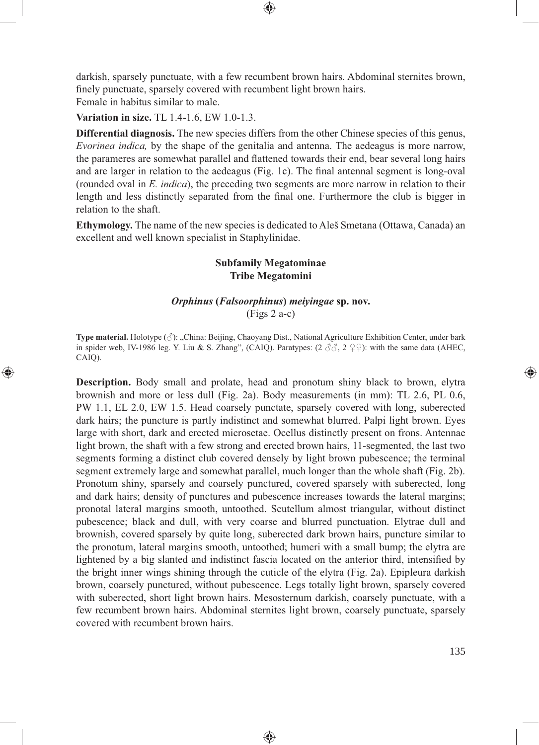darkish, sparsely punctuate, with a few recumbent brown hairs. Abdominal sternites brown, finely punctuate, sparsely covered with recumbent light brown hairs.
Female in habitus similar to male.

**Variation in size.** TL 1.4-1.6, EW 1.0-1.3.

**Differential diagnosis.** The new species differs from the other Chinese species of this genus, *Evorinea indica,* by the shape of the genitalia and antenna. The aedeagus is more narrow, the parameres are somewhat parallel and flattened towards their end, bear several long hairs and are larger in relation to the aedeagus (Fig. 1c). The final antennal segment is long-oval (rounded oval in *E. indica*), the preceding two segments are more narrow in relation to their length and less distinctly separated from the final one. Furthermore the club is bigger in relation to the shaft.

**Ethymology.** The name of the new species is dedicated to Aleš Smetana (Ottawa, Canada) an excellent and well known specialist in Staphylinidae.

### Subfamily Megatominae
### Tribe Megatomini

#### *Orphinus* (*Falsoorphinus*) *meiyingae* sp. nov.

(Figs 2 a-c)

**Type material.** Holotype (♂): „China: Beijing, Chaoyang Dist., National Agriculture Exhibition Center, under bark in spider web, IV-1986 leg. Y. Liu & S. Zhang", (CAIQ). Paratypes: (2 ♂♂, 2 ♀♀): with the same data (AHEC, CAIQ).

**Description.** Body small and prolate, head and pronotum shiny black to brown, elytra brownish and more or less dull (Fig. 2a). Body measurements (in mm): TL 2.6, PL 0.6, PW 1.1, EL 2.0, EW 1.5. Head coarsely punctate, sparsely covered with long, suberected dark hairs; the puncture is partly indistinct and somewhat blurred. Palpi light brown. Eyes large with short, dark and erected microsetae. Ocellus distinctly present on frons. Antennae light brown, the shaft with a few strong and erected brown hairs, 11-segmented, the last two segments forming a distinct club covered densely by light brown pubescence; the terminal segment extremely large and somewhat parallel, much longer than the whole shaft (Fig. 2b). Pronotum shiny, sparsely and coarsely punctured, covered sparsely with suberected, long and dark hairs; density of punctures and pubescence increases towards the lateral margins; pronotal lateral margins smooth, untoothed. Scutellum almost triangular, without distinct pubescence; black and dull, with very coarse and blurred punctuation. Elytrae dull and brownish, covered sparsely by quite long, suberected dark brown hairs, puncture similar to the pronotum, lateral margins smooth, untoothed; humeri with a small bump; the elytra are lightened by a big slanted and indistinct fascia located on the anterior third, intensified by the bright inner wings shining through the cuticle of the elytra (Fig. 2a). Epipleura darkish brown, coarsely punctured, without pubescence. Legs totally light brown, sparsely covered with suberected, short light brown hairs. Mesosternum darkish, coarsely punctuate, with a few recumbent brown hairs. Abdominal sternites light brown, coarsely punctuate, sparsely covered with recumbent brown hairs.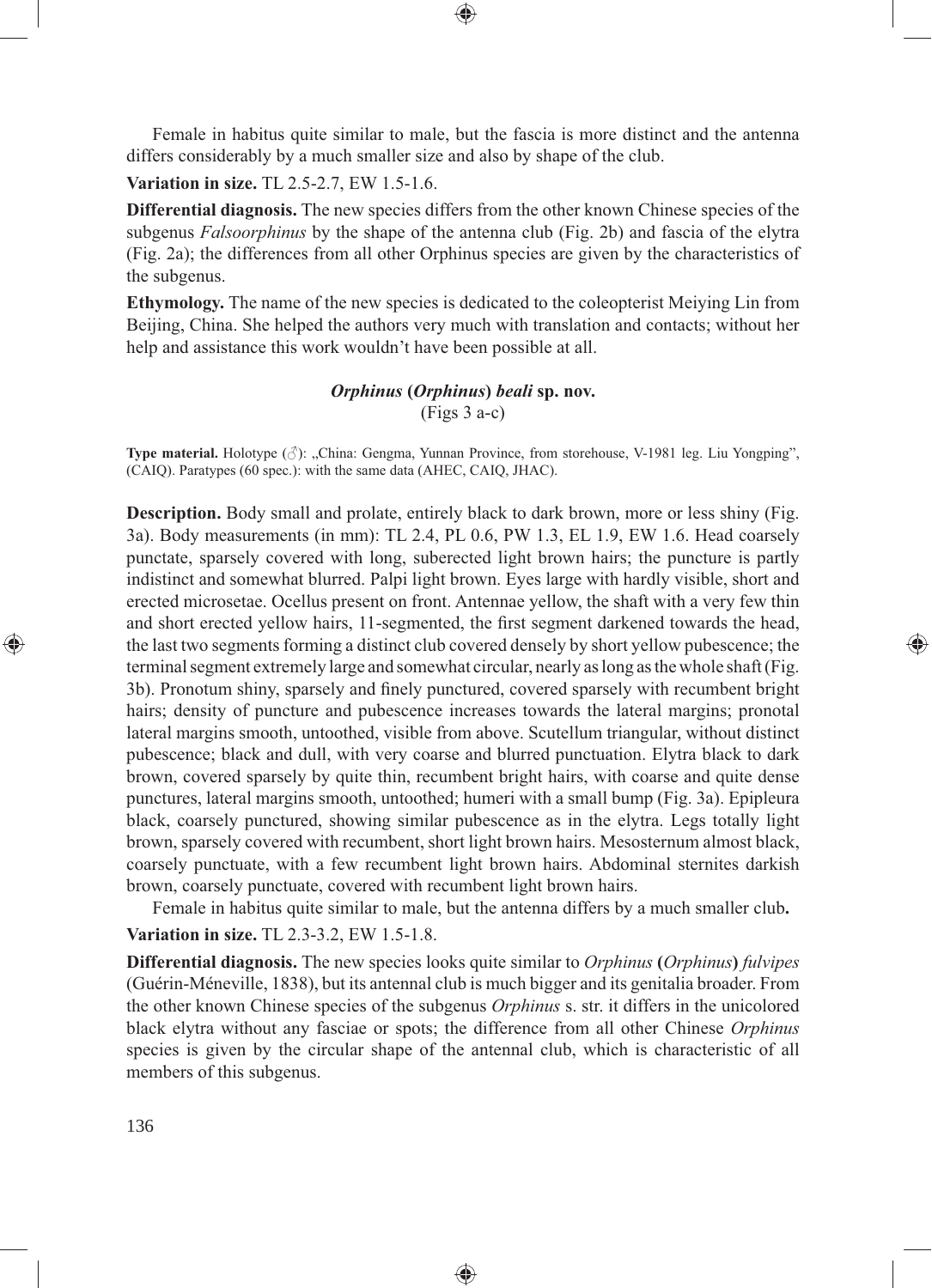Female in habitus quite similar to male, but the fascia is more distinct and the antenna differs considerably by a much smaller size and also by shape of the club.

**Variation in size.** TL 2.5-2.7, EW 1.5-1.6.

**Differential diagnosis.** The new species differs from the other known Chinese species of the subgenus *Falsoorphinus* by the shape of the antenna club (Fig. 2b) and fascia of the elytra (Fig. 2a); the differences from all other Orphinus species are given by the characteristics of the subgenus.

**Ethymology.** The name of the new species is dedicated to the coleopterist Meiying Lin from Beijing, China. She helped the authors very much with translation and contacts; without her help and assistance this work wouldn't have been possible at all.

### *Orphinus* (*Orphinus*) *beali* sp. nov.

(Figs 3 a-c)

**Type material.** Holotype (♂): „China: Gengma, Yunnan Province, from storehouse, V-1981 leg. Liu Yongping", (CAIQ). Paratypes (60 spec.): with the same data (AHEC, CAIQ, JHAC).

**Description.** Body small and prolate, entirely black to dark brown, more or less shiny (Fig. 3a). Body measurements (in mm): TL 2.4, PL 0.6, PW 1.3, EL 1.9, EW 1.6. Head coarsely punctate, sparsely covered with long, suberected light brown hairs; the puncture is partly indistinct and somewhat blurred. Palpi light brown. Eyes large with hardly visible, short and erected microsetae. Ocellus present on front. Antennae yellow, the shaft with a very few thin and short erected yellow hairs, 11-segmented, the first segment darkened towards the head, the last two segments forming a distinct club covered densely by short yellow pubescence; the terminal segment extremely large and somewhat circular, nearly as long as the whole shaft (Fig. 3b). Pronotum shiny, sparsely and finely punctured, covered sparsely with recumbent bright hairs; density of puncture and pubescence increases towards the lateral margins; pronotal lateral margins smooth, untoothed, visible from above. Scutellum triangular, without distinct pubescence; black and dull, with very coarse and blurred punctuation. Elytra black to dark brown, covered sparsely by quite thin, recumbent bright hairs, with coarse and quite dense punctures, lateral margins smooth, untoothed; humeri with a small bump (Fig. 3a). Epipleura black, coarsely punctured, showing similar pubescence as in the elytra. Legs totally light brown, sparsely covered with recumbent, short light brown hairs. Mesosternum almost black, coarsely punctuate, with a few recumbent light brown hairs. Abdominal sternites darkish brown, coarsely punctuate, covered with recumbent light brown hairs.

Female in habitus quite similar to male, but the antenna differs by a much smaller club**.**

**Variation in size.** TL 2.3-3.2, EW 1.5-1.8.

**Differential diagnosis.** The new species looks quite similar to *Orphinus* **(***Orphinus***)** *fulvipes* (Guérin-Méneville, 1838), but its antennal club is much bigger and its genitalia broader. From the other known Chinese species of the subgenus *Orphinus* s. str. it differs in the unicolored black elytra without any fasciae or spots; the difference from all other Chinese *Orphinus* species is given by the circular shape of the antennal club, which is characteristic of all members of this subgenus.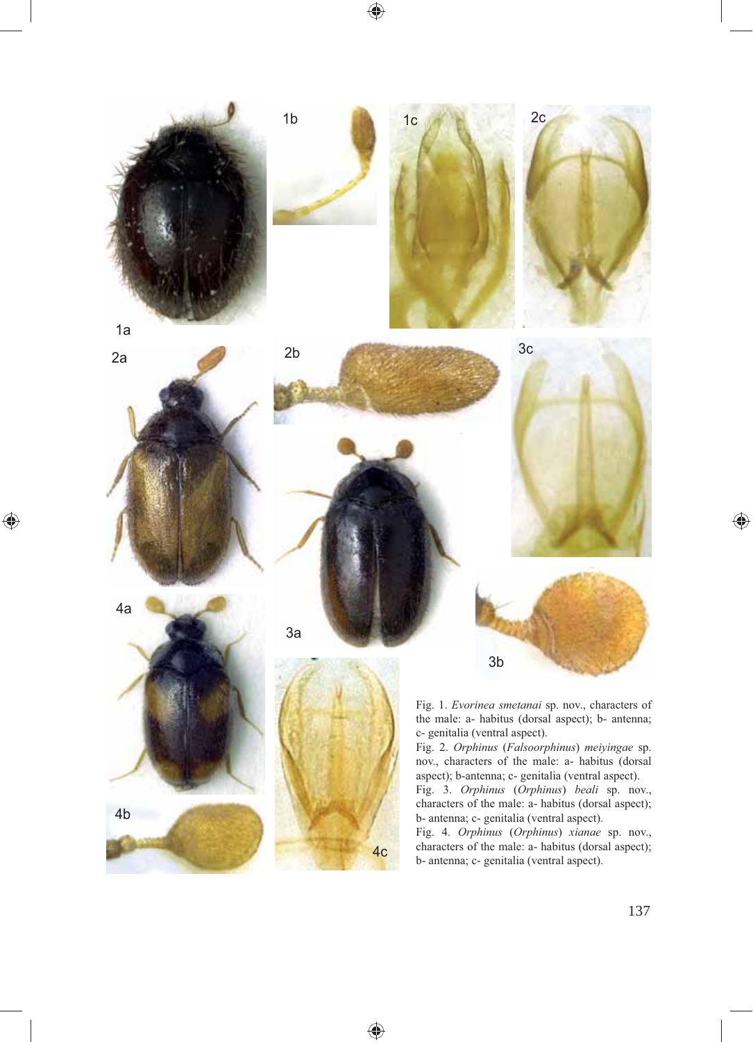Fig. 1. *Evorinea smetanai* sp. nov., characters of the male: a- habitus (dorsal aspect); b- antenna; c- genitalia (ventral aspect).
Fig. 2. *Orphinus* (*Falsoorphinus*) *meiyingae* sp. nov., characters of the male: a- habitus (dorsal aspect); b-antenna; c- genitalia (ventral aspect).
Fig. 3. *Orphinus* (*Orphinus*) *beali* sp. nov., characters of the male: a- habitus (dorsal aspect); b- antenna; c- genitalia (ventral aspect).
Fig. 4. *Orphinus* (*Orphinus*) *xianae* sp. nov., characters of the male: a- habitus (dorsal aspect); b- antenna; c- genitalia (ventral aspect).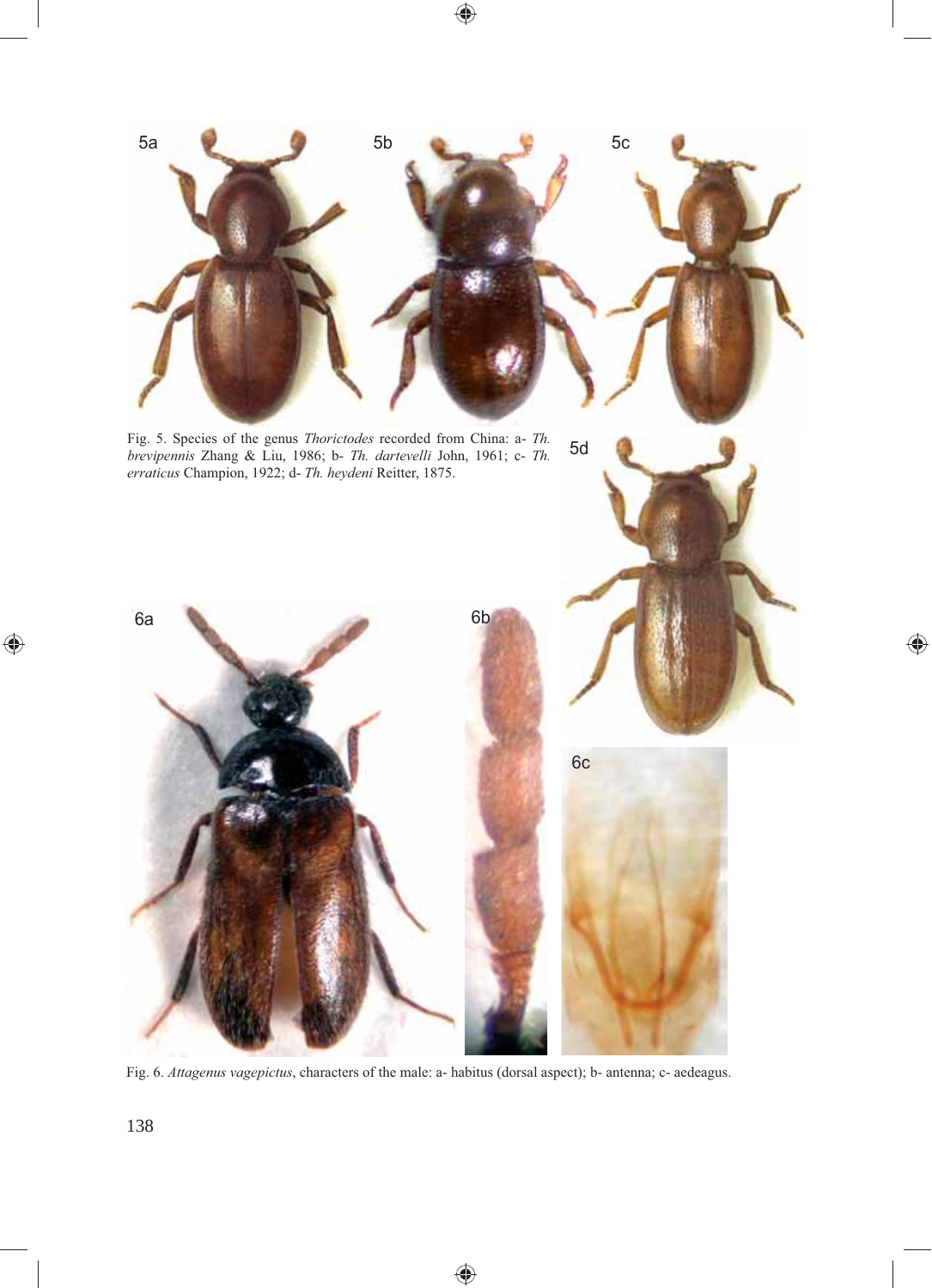Fig. 5. Species of the genus *Thorictodes* recorded from China: a- *Th. brevipennis* Zhang & Liu, 1986; b- *Th. dartevelli* John, 1961; c- *Th. erraticus* Champion, 1922; d- *Th. heydeni* Reitter, 1875.

Fig. 6. *Attagenus vagepictus*, characters of the male: a- habitus (dorsal aspect); b- antenna; c- aedeagus.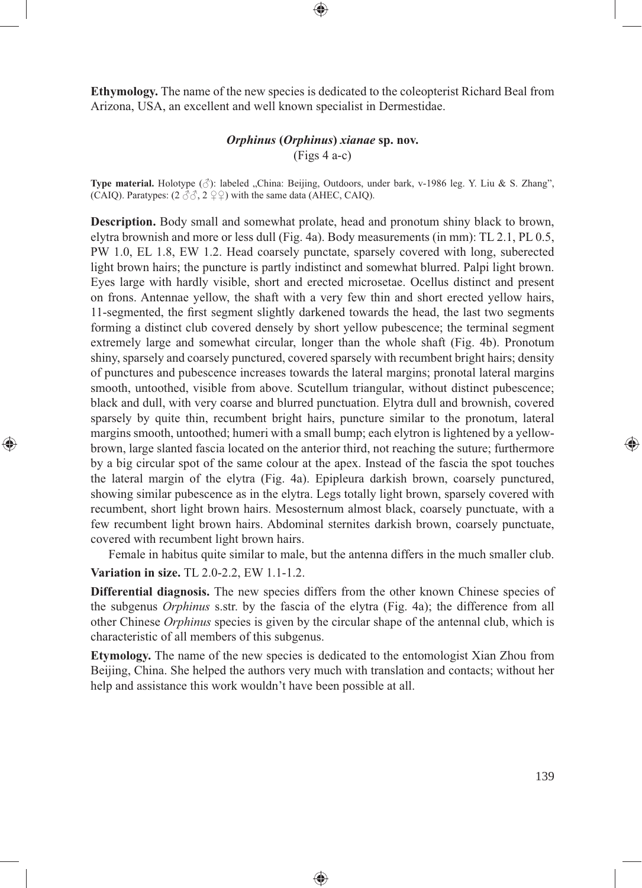**Ethymology.** The name of the new species is dedicated to the coleopterist Richard Beal from Arizona, USA, an excellent and well known specialist in Dermestidae.

### ***Orphinus* (*Orphinus*) *xianae* sp. nov.**

(Figs 4 a-c)

**Type material.** Holotype (♂): labeled „China: Beijing, Outdoors, under bark, v-1986 leg. Y. Liu & S. Zhang", (CAIQ). Paratypes: (2 ♂♂, 2 ♀♀) with the same data (AHEC, CAIQ).

**Description.** Body small and somewhat prolate, head and pronotum shiny black to brown, elytra brownish and more or less dull (Fig. 4a). Body measurements (in mm): TL 2.1, PL 0.5, PW 1.0, EL 1.8, EW 1.2. Head coarsely punctate, sparsely covered with long, suberected light brown hairs; the puncture is partly indistinct and somewhat blurred. Palpi light brown. Eyes large with hardly visible, short and erected microsetae. Ocellus distinct and present on frons. Antennae yellow, the shaft with a very few thin and short erected yellow hairs, 11-segmented, the first segment slightly darkened towards the head, the last two segments forming a distinct club covered densely by short yellow pubescence; the terminal segment extremely large and somewhat circular, longer than the whole shaft (Fig. 4b). Pronotum shiny, sparsely and coarsely punctured, covered sparsely with recumbent bright hairs; density of punctures and pubescence increases towards the lateral margins; pronotal lateral margins smooth, untoothed, visible from above. Scutellum triangular, without distinct pubescence; black and dull, with very coarse and blurred punctuation. Elytra dull and brownish, covered sparsely by quite thin, recumbent bright hairs, puncture similar to the pronotum, lateral margins smooth, untoothed; humeri with a small bump; each elytron is lightened by a yellow-brown, large slanted fascia located on the anterior third, not reaching the suture; furthermore by a big circular spot of the same colour at the apex. Instead of the fascia the spot touches the lateral margin of the elytra (Fig. 4a). Epipleura darkish brown, coarsely punctured, showing similar pubescence as in the elytra. Legs totally light brown, sparsely covered with recumbent, short light brown hairs. Mesosternum almost black, coarsely punctuate, with a few recumbent light brown hairs. Abdominal sternites darkish brown, coarsely punctuate, covered with recumbent light brown hairs.

Female in habitus quite similar to male, but the antenna differs in the much smaller club.

**Variation in size.** TL 2.0-2.2, EW 1.1-1.2.

**Differential diagnosis.** The new species differs from the other known Chinese species of the subgenus *Orphinus* s.str. by the fascia of the elytra (Fig. 4a); the difference from all other Chinese *Orphinus* species is given by the circular shape of the antennal club, which is characteristic of all members of this subgenus.

**Etymology.** The name of the new species is dedicated to the entomologist Xian Zhou from Beijing, China. She helped the authors very much with translation and contacts; without her help and assistance this work wouldn't have been possible at all.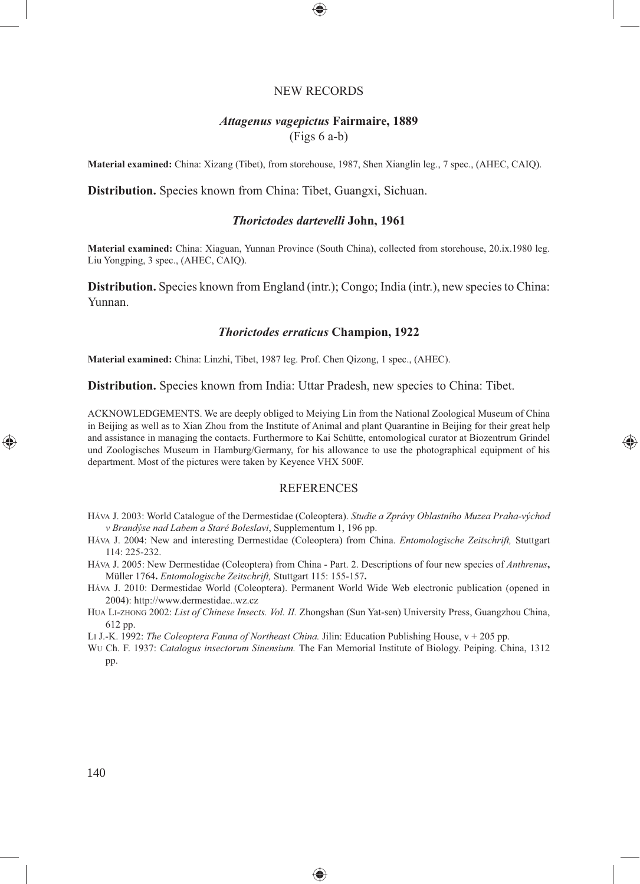## NEW RECORDS

### *Attagenus vagepictus* Fairmaire, 1889
(Figs 6 a-b)

**Material examined:** China: Xizang (Tibet), from storehouse, 1987, Shen Xianglin leg., 7 spec., (AHEC, CAIQ).

**Distribution.** Species known from China: Tibet, Guangxi, Sichuan.

### *Thorictodes dartevelli* John, 1961

**Material examined:** China: Xiaguan, Yunnan Province (South China), collected from storehouse, 20.ix.1980 leg. Liu Yongping, 3 spec., (AHEC, CAIQ).

**Distribution.** Species known from England (intr.); Congo; India (intr.), new species to China: Yunnan.

### *Thorictodes erraticus* Champion, 1922

**Material examined:** China: Linzhi, Tibet, 1987 leg. Prof. Chen Qizong, 1 spec., (AHEC).

**Distribution.** Species known from India: Uttar Pradesh, new species to China: Tibet.

ACKNOWLEDGEMENTS. We are deeply obliged to Meiying Lin from the National Zoological Museum of China in Beijing as well as to Xian Zhou from the Institute of Animal and plant Quarantine in Beijing for their great help and assistance in managing the contacts. Furthermore to Kai Schütte, entomological curator at Biozentrum Grindel und Zoologisches Museum in Hamburg/Germany, for his allowance to use the photographical equipment of his department. Most of the pictures were taken by Keyence VHX 500F.

## REFERENCES

Háva J. 2003: World Catalogue of the Dermestidae (Coleoptera). *Studie a Zprávy Oblastního Muzea Praha-východ v Brandýse nad Labem a Staré Boleslavi*, Supplementum 1, 196 pp.

Háva J. 2004: New and interesting Dermestidae (Coleoptera) from China. *Entomologische Zeitschrift,* Stuttgart 114: 225-232.

Háva J. 2005: New Dermestidae (Coleoptera) from China - Part. 2. Descriptions of four new species of *Anthrenus***,** Müller 1764**.** *Entomologische Zeitschrift,* Stuttgart 115: 155-157**.**

Háva J. 2010: Dermestidae World (Coleoptera). Permanent World Wide Web electronic publication (opened in 2004): http://www.dermestidae..wz.cz

Hua Li-zhong 2002: *List of Chinese Insects. Vol. II.* Zhongshan (Sun Yat-sen) University Press, Guangzhou China, 612 pp.

Li J.-K. 1992: *The Coleoptera Fauna of Northeast China.* Jilin: Education Publishing House, v + 205 pp.

Wu Ch. F. 1937: *Catalogus insectorum Sinensium.* The Fan Memorial Institute of Biology. Peiping. China, 1312 pp.